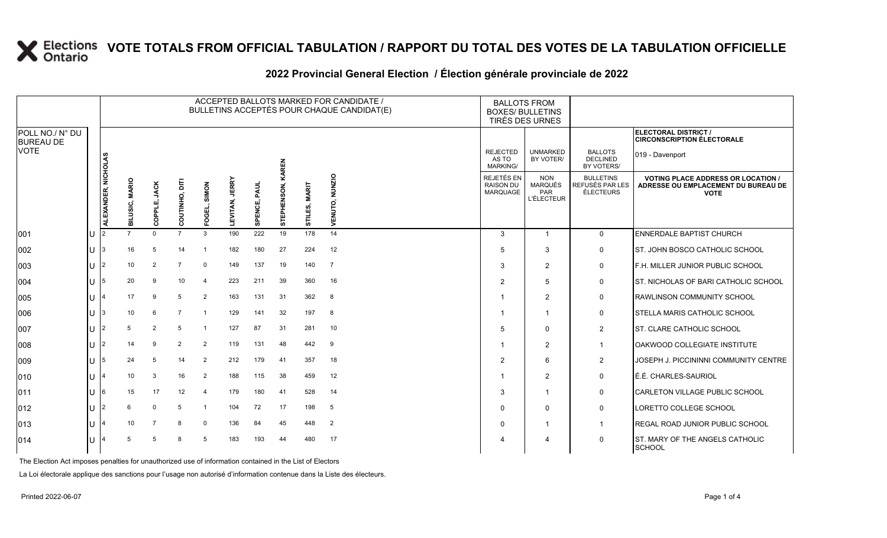# VOTE TOTALS FROM OFFICIAL TABULATION / RAPPORT DU TOTAL DES VOTES DE LA TABULATION OFFICIELLE

## 2022 Provincial General Election / Élection générale provinciale de 2022

| POLL NO./ N° DU BUREAU DE VOTE | | ACCEPTED BALLOTS MARKED FOR CANDIDATE / BULLETINS ACCEPTÉS POUR CHAQUE CANDIDAT(E) | | | | | | | | | | BALLOTS FROM BOXES/ BULLETINS TIRÉS DES URNES | | | ELECTORAL DISTRICT / CIRCONSCRIPTION ÉLECTORALE 019 - Davenport |
|---|---|---|---|---|---|---|---|---|---|---|---|---|---|---|---|
| | | ALEXANDER, NICHOLAS | BILUSIC, MARIO | COPPLE, JACK | COUTINHO, DITI | FOGEL, SIMON | LEVITAN, JERRY | SPENCE, PAUL | STEPHENSON, KAREN | STILES, MARIT | VENUTO, NUNZIO | REJECTED AS TO MARKING/ REJETÉS EN RAISON DU MARQUAGE | UNMARKED BY VOTER/ NON MARQUÉS PAR L'ÉLECTEUR | BALLOTS DECLINED BY VOTERS/ BULLETINS REFUSÉS PAR LES ÉLECTEURS | VOTING PLACE ADDRESS OR LOCATION / ADRESSE OU EMPLACEMENT DU BUREAU DE VOTE |
| 001 | U | 2 | 7 | 0 | 7 | 3 | 190 | 222 | 19 | 178 | 14 | 3 | 1 | 0 | ENNERDALE BAPTIST CHURCH |
| 002 | U | 3 | 16 | 5 | 14 | 1 | 182 | 180 | 27 | 224 | 12 | 5 | 3 | 0 | ST. JOHN BOSCO CATHOLIC SCHOOL |
| 003 | U | 2 | 10 | 2 | 7 | 0 | 149 | 137 | 19 | 140 | 7 | 3 | 2 | 0 | F.H. MILLER JUNIOR PUBLIC SCHOOL |
| 004 | U | 5 | 20 | 9 | 10 | 4 | 223 | 211 | 39 | 360 | 16 | 2 | 5 | 0 | ST. NICHOLAS OF BARI CATHOLIC SCHOOL |
| 005 | U | 4 | 17 | 9 | 5 | 2 | 163 | 131 | 31 | 362 | 8 | 1 | 2 | 0 | RAWLINSON COMMUNITY SCHOOL |
| 006 | U | 3 | 10 | 6 | 7 | 1 | 129 | 141 | 32 | 197 | 8 | 1 | 1 | 0 | STELLA MARIS CATHOLIC SCHOOL |
| 007 | U | 2 | 5 | 2 | 5 | 1 | 127 | 87 | 31 | 281 | 10 | 5 | 0 | 2 | ST. CLARE CATHOLIC SCHOOL |
| 008 | U | 2 | 14 | 9 | 2 | 2 | 119 | 131 | 48 | 442 | 9 | 1 | 2 | 1 | OAKWOOD COLLEGIATE INSTITUTE |
| 009 | U | 5 | 24 | 5 | 14 | 2 | 212 | 179 | 41 | 357 | 18 | 2 | 6 | 2 | JOSEPH J. PICCININNI COMMUNITY CENTRE |
| 010 | U | 4 | 10 | 3 | 16 | 2 | 188 | 115 | 38 | 459 | 12 | 1 | 2 | 0 | É.É. CHARLES-SAURIOL |
| 011 | U | 6 | 15 | 17 | 12 | 4 | 179 | 180 | 41 | 528 | 14 | 3 | 1 | 0 | CARLETON VILLAGE PUBLIC SCHOOL |
| 012 | U | 2 | 6 | 0 | 5 | 1 | 104 | 72 | 17 | 198 | 5 | 0 | 0 | 0 | LORETTO COLLEGE SCHOOL |
| 013 | U | 4 | 10 | 7 | 8 | 0 | 136 | 84 | 45 | 448 | 2 | 0 | 1 | 1 | REGAL ROAD JUNIOR PUBLIC SCHOOL |
| 014 | U | 4 | 5 | 5 | 8 | 5 | 183 | 193 | 44 | 480 | 17 | 4 | 4 | 0 | ST. MARY OF THE ANGELS CATHOLIC SCHOOL |

The Election Act imposes penalties for unauthorized use of information contained in the List of Electors

La Loi électorale applique des sanctions pour l'usage non autorisé d'information contenue dans la Liste des électeurs.

Printed 2022-06-07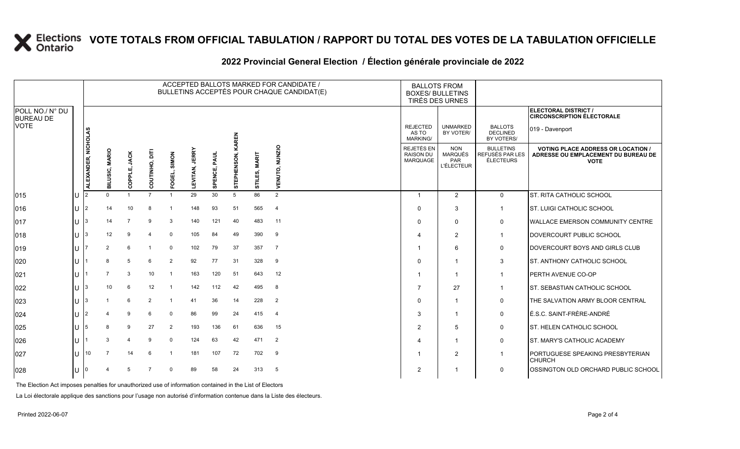# VOTE TOTALS FROM OFFICIAL TABULATION / RAPPORT DU TOTAL DES VOTES DE LA TABULATION OFFICIELLE

## 2022 Provincial General Election / Élection générale provinciale de 2022

ELECTORAL DISTRICT / CIRCONSCRIPTION ÉLECTORALE: 019 - Davenport

| POLL NO./ N° DU BUREAU DE VOTE | | ACCEPTED BALLOTS MARKED FOR CANDIDATE / BULLETINS ACCEPTÉS POUR CHAQUE CANDIDAT(E) | | | | | | | | | | BALLOTS FROM BOXES/ BULLETINS TIRÉS DES URNES | | | |
|---|---|---|---|---|---|---|---|---|---|---|---|---|---|---|---|
| | | ALEXANDER, NICHOLAS | BILUSIC, MARIO | COPPLE, JACK | COUTINHO, DITI | FOGEL, SIMON | LEVITAN, JERRY | SPENCE, PAUL | STEPHENSON, KAREN | STILES, MARIT | VENUTO, NUNZIO | REJECTED AS TO MARKING/ REJETÉS EN RAISON DU MARQUAGE | UNMARKED BY VOTER/ NON MARQUÉS PAR L'ÉLECTEUR | BALLOTS DECLINED BY VOTERS/ BULLETINS REFUSÉS PAR LES ÉLECTEURS | VOTING PLACE ADDRESS OR LOCATION / ADRESSE OU EMPLACEMENT DU BUREAU DE VOTE |
| 015 | U | 2 | 0 | 1 | 7 | 1 | 29 | 30 | 5 | 86 | 2 | 1 | 2 | 0 | ST. RITA CATHOLIC SCHOOL |
| 016 | U | 2 | 14 | 10 | 8 | 1 | 148 | 93 | 51 | 565 | 4 | 0 | 3 | 1 | ST. LUIGI CATHOLIC SCHOOL |
| 017 | U | 3 | 14 | 7 | 9 | 3 | 140 | 121 | 40 | 483 | 11 | 0 | 0 | 0 | WALLACE EMERSON COMMUNITY CENTRE |
| 018 | U | 3 | 12 | 9 | 4 | 0 | 105 | 84 | 49 | 390 | 9 | 4 | 2 | 1 | DOVERCOURT PUBLIC SCHOOL |
| 019 | U | 7 | 2 | 6 | 1 | 0 | 102 | 79 | 37 | 357 | 7 | 1 | 6 | 0 | DOVERCOURT BOYS AND GIRLS CLUB |
| 020 | U | 1 | 8 | 5 | 6 | 2 | 92 | 77 | 31 | 328 | 9 | 0 | 1 | 3 | ST. ANTHONY CATHOLIC SCHOOL |
| 021 | U | 1 | 7 | 3 | 10 | 1 | 163 | 120 | 51 | 643 | 12 | 1 | 1 | 1 | PERTH AVENUE CO-OP |
| 022 | U | 3 | 10 | 6 | 12 | 1 | 142 | 112 | 42 | 495 | 8 | 7 | 27 | 1 | ST. SEBASTIAN CATHOLIC SCHOOL |
| 023 | U | 3 | 1 | 6 | 2 | 1 | 41 | 36 | 14 | 228 | 2 | 0 | 1 | 0 | THE SALVATION ARMY BLOOR CENTRAL |
| 024 | U | 2 | 4 | 9 | 6 | 0 | 86 | 99 | 24 | 415 | 4 | 3 | 1 | 0 | É.S.C. SAINT-FRÈRE-ANDRÉ |
| 025 | U | 5 | 8 | 9 | 27 | 2 | 193 | 136 | 61 | 636 | 15 | 2 | 5 | 0 | ST. HELEN CATHOLIC SCHOOL |
| 026 | U | 1 | 3 | 4 | 9 | 0 | 124 | 63 | 42 | 471 | 2 | 4 | 1 | 0 | ST. MARY'S CATHOLIC ACADEMY |
| 027 | U | 10 | 7 | 14 | 6 | 1 | 181 | 107 | 72 | 702 | 9 | 1 | 2 | 1 | PORTUGUESE SPEAKING PRESBYTERIAN CHURCH |
| 028 | U | 0 | 4 | 5 | 7 | 0 | 89 | 58 | 24 | 313 | 5 | 2 | 1 | 0 | OSSINGTON OLD ORCHARD PUBLIC SCHOOL |

The Election Act imposes penalties for unauthorized use of information contained in the List of Electors

La Loi électorale applique des sanctions pour l'usage non autorisé d'information contenue dans la Liste des électeurs.

Printed 2022-06-07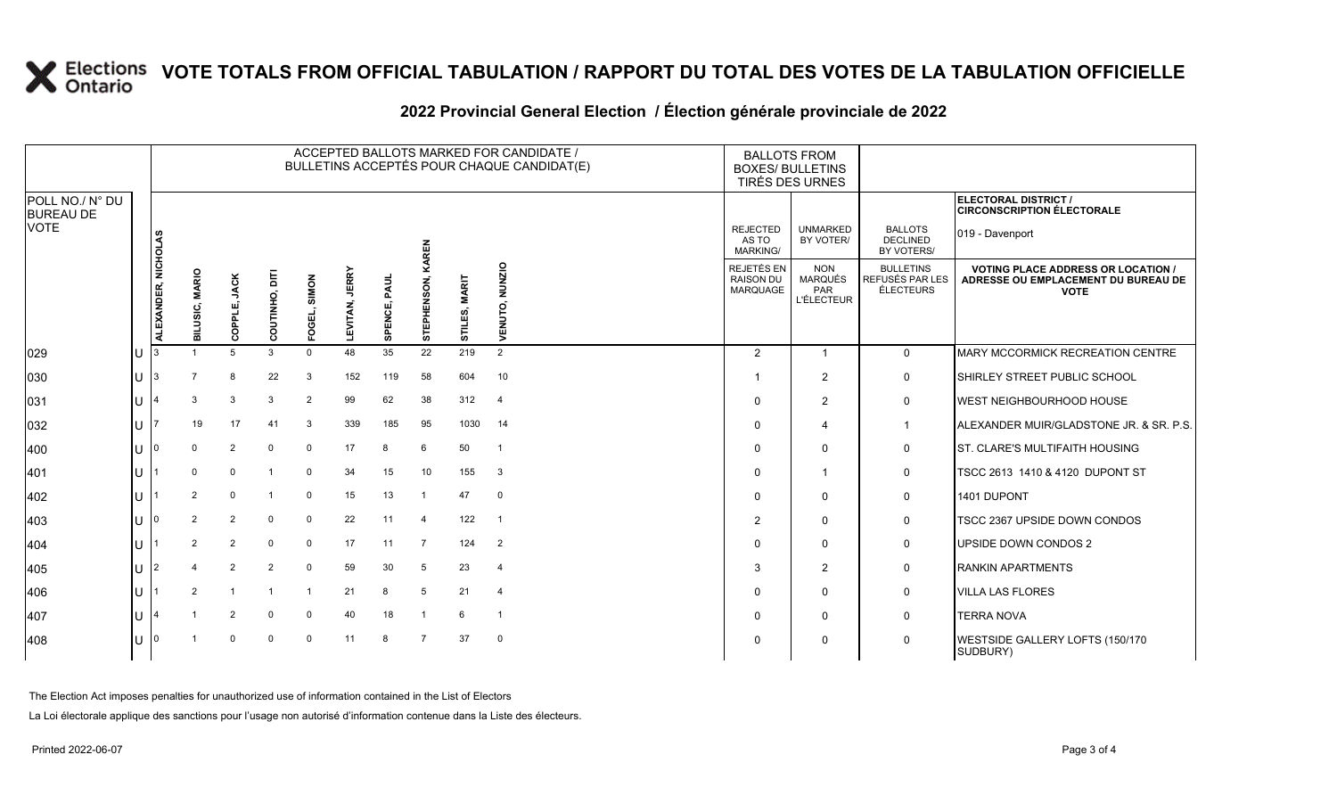# VOTE TOTALS FROM OFFICIAL TABULATION / RAPPORT DU TOTAL DES VOTES DE LA TABULATION OFFICIELLE

## 2022 Provincial General Election / Élection générale provinciale de 2022

**ELECTORAL DISTRICT / CIRCONSCRIPTION ÉLECTORALE:** 019 - Davenport

| POLL NO./ N° DU BUREAU DE VOTE | | ALEXANDER, NICHOLAS | BILUSIC, MARIO | COPPLE, JACK | COUTINHO, DITI | FOGEL, SIMON | LEVITAN, JERRY | SPENCE, PAUL | STEPHENSON, KAREN | STILES, MARIT | VENUTO, NUNZIO | REJECTED AS TO MARKING/ REJETÉS EN RAISON DU MARQUAGE | UNMARKED BY VOTER/ NON MARQUÉS PAR L'ÉLECTEUR | BALLOTS DECLINED BY VOTERS/ BULLETINS REFUSÉS PAR LES ÉLECTEURS | VOTING PLACE ADDRESS OR LOCATION / ADRESSE OU EMPLACEMENT DU BUREAU DE VOTE |
|---|---|---|---|---|---|---|---|---|---|---|---|---|---|---|---|
| 029 | U | 3 | 1 | 5 | 3 | 0 | 48 | 35 | 22 | 219 | 2 | 2 | 1 | 0 | MARY MCCORMICK RECREATION CENTRE |
| 030 | U | 3 | 7 | 8 | 22 | 3 | 152 | 119 | 58 | 604 | 10 | 1 | 2 | 0 | SHIRLEY STREET PUBLIC SCHOOL |
| 031 | U | 4 | 3 | 3 | 3 | 2 | 99 | 62 | 38 | 312 | 4 | 0 | 2 | 0 | WEST NEIGHBOURHOOD HOUSE |
| 032 | U | 7 | 19 | 17 | 41 | 3 | 339 | 185 | 95 | 1030 | 14 | 0 | 4 | 1 | ALEXANDER MUIR/GLADSTONE JR. & SR. P.S. |
| 400 | U | 0 | 0 | 2 | 0 | 0 | 17 | 8 | 6 | 50 | 1 | 0 | 0 | 0 | ST. CLARE'S MULTIFAITH HOUSING |
| 401 | U | 1 | 0 | 0 | 1 | 0 | 34 | 15 | 10 | 155 | 3 | 0 | 1 | 0 | TSCC 2613 1410 & 4120 DUPONT ST |
| 402 | U | 1 | 2 | 0 | 1 | 0 | 15 | 13 | 1 | 47 | 0 | 0 | 0 | 0 | 1401 DUPONT |
| 403 | U | 0 | 2 | 2 | 0 | 0 | 22 | 11 | 4 | 122 | 1 | 2 | 0 | 0 | TSCC 2367 UPSIDE DOWN CONDOS |
| 404 | U | 1 | 2 | 2 | 0 | 0 | 17 | 11 | 7 | 124 | 2 | 0 | 0 | 0 | UPSIDE DOWN CONDOS 2 |
| 405 | U | 2 | 4 | 2 | 2 | 0 | 59 | 30 | 5 | 23 | 4 | 3 | 2 | 0 | RANKIN APARTMENTS |
| 406 | U | 1 | 2 | 1 | 1 | 1 | 21 | 8 | 5 | 21 | 4 | 0 | 0 | 0 | VILLA LAS FLORES |
| 407 | U | 4 | 1 | 2 | 0 | 0 | 40 | 18 | 1 | 6 | 1 | 0 | 0 | 0 | TERRA NOVA |
| 408 | U | 0 | 1 | 0 | 0 | 0 | 11 | 8 | 7 | 37 | 0 | 0 | 0 | 0 | WESTSIDE GALLERY LOFTS (150/170 SUDBURY) |

The Election Act imposes penalties for unauthorized use of information contained in the List of Electors

La Loi électorale applique des sanctions pour l'usage non autorisé d'information contenue dans la Liste des électeurs.

Printed 2022-06-07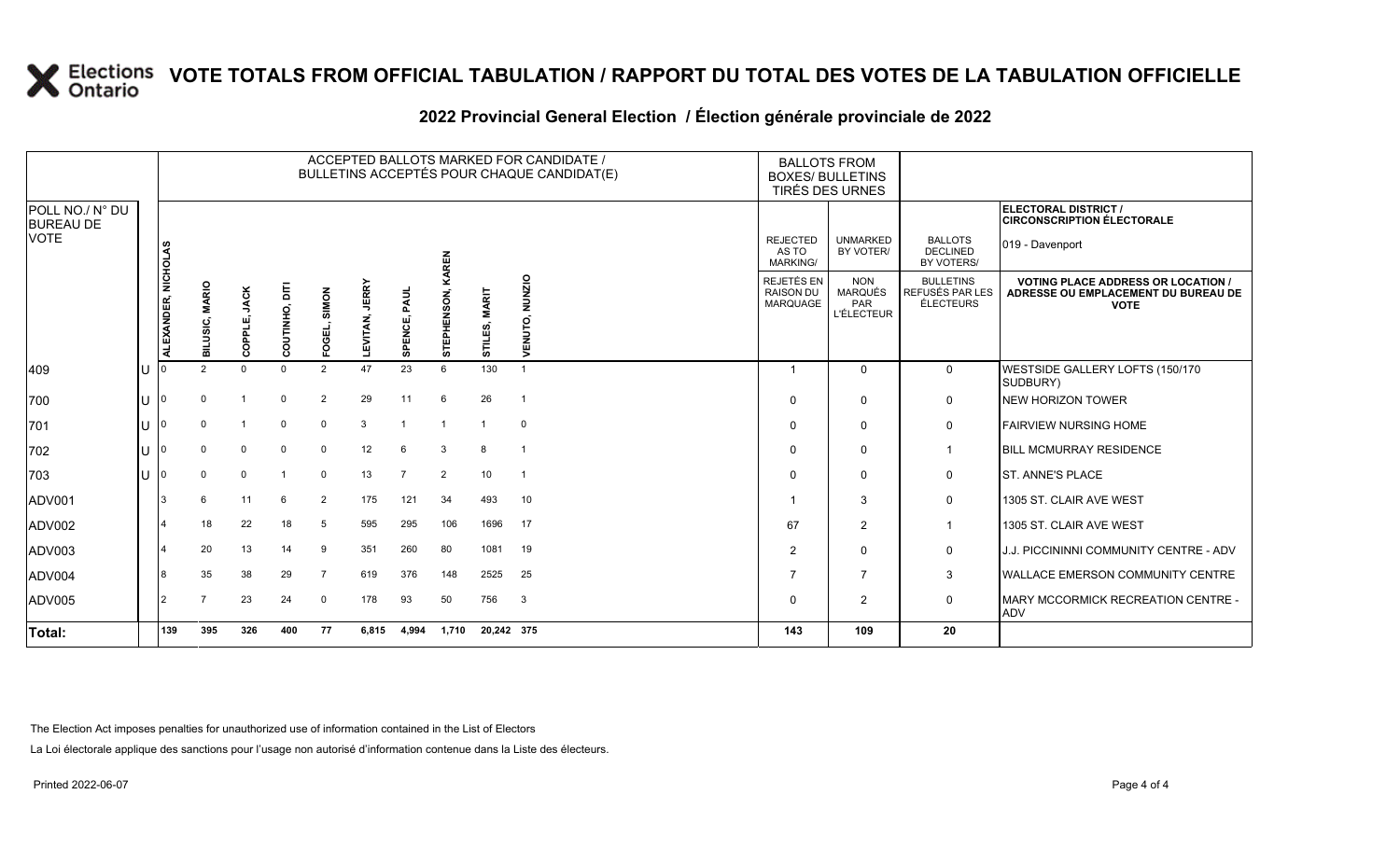# VOTE TOTALS FROM OFFICIAL TABULATION / RAPPORT DU TOTAL DES VOTES DE LA TABULATION OFFICIELLE

## 2022 Provincial General Election / Élection générale provinciale de 2022

ELECTORAL DISTRICT / CIRCONSCRIPTION ÉLECTORALE: 019 - Davenport

| POLL NO./ N° DU BUREAU DE VOTE | | ACCEPTED BALLOTS MARKED FOR CANDIDATE / BULLETINS ACCEPTÉS POUR CHAQUE CANDIDAT(E) | | | | | | | | | | BALLOTS FROM BOXES/ BULLETINS TIRÉS DES URNES | | | |
|---|---|---|---|---|---|---|---|---|---|---|---|---|---|---|---|
| | | ALEXANDER, NICHOLAS | BILUSIC, MARIO | COPPLE, JACK | COUTINHO, DITI | FOGEL, SIMON | LEVITAN, JERRY | SPENCE, PAUL | STEPHENSON, KAREN | STILES, MARIT | VENUTO, NUNZIO | REJECTED AS TO MARKING/ REJETÉS EN RAISON DU MARQUAGE | UNMARKED BY VOTER/ NON MARQUÉS PAR L'ÉLECTEUR | BALLOTS DECLINED BY VOTERS/ BULLETINS REFUSÉS PAR LES ÉLECTEURS | VOTING PLACE ADDRESS OR LOCATION / ADRESSE OU EMPLACEMENT DU BUREAU DE VOTE |
| 409 | U | 0 | 2 | 0 | 0 | 2 | 47 | 23 | 6 | 130 | 1 | 1 | 0 | 0 | WESTSIDE GALLERY LOFTS (150/170 SUDBURY) |
| 700 | U | 0 | 0 | 1 | 0 | 2 | 29 | 11 | 6 | 26 | 1 | 0 | 0 | 0 | NEW HORIZON TOWER |
| 701 | U | 0 | 0 | 1 | 0 | 0 | 3 | 1 | 1 | 1 | 0 | 0 | 0 | 0 | FAIRVIEW NURSING HOME |
| 702 | U | 0 | 0 | 0 | 0 | 0 | 12 | 6 | 3 | 8 | 1 | 0 | 0 | 1 | BILL MCMURRAY RESIDENCE |
| 703 | U | 0 | 0 | 0 | 1 | 0 | 13 | 7 | 2 | 10 | 1 | 0 | 0 | 0 | ST. ANNE'S PLACE |
| ADV001 | | 3 | 6 | 11 | 6 | 2 | 175 | 121 | 34 | 493 | 10 | 1 | 3 | 0 | 1305 ST. CLAIR AVE WEST |
| ADV002 | | 4 | 18 | 22 | 18 | 5 | 595 | 295 | 106 | 1696 | 17 | 67 | 2 | 1 | 1305 ST. CLAIR AVE WEST |
| ADV003 | | 4 | 20 | 13 | 14 | 9 | 351 | 260 | 80 | 1081 | 19 | 2 | 0 | 0 | J.J. PICCININNI COMMUNITY CENTRE - ADV |
| ADV004 | | 8 | 35 | 38 | 29 | 7 | 619 | 376 | 148 | 2525 | 25 | 7 | 7 | 3 | WALLACE EMERSON COMMUNITY CENTRE |
| ADV005 | | 2 | 7 | 23 | 24 | 0 | 178 | 93 | 50 | 756 | 3 | 0 | 2 | 0 | MARY MCCORMICK RECREATION CENTRE - ADV |
| **Total:** | | 139 | 395 | 326 | 400 | 77 | 6,815 | 4,994 | 1,710 | 20,242 | 375 | 143 | 109 | 20 | |

The Election Act imposes penalties for unauthorized use of information contained in the List of Electors

La Loi électorale applique des sanctions pour l'usage non autorisé d'information contenue dans la Liste des électeurs.

Printed 2022-06-07